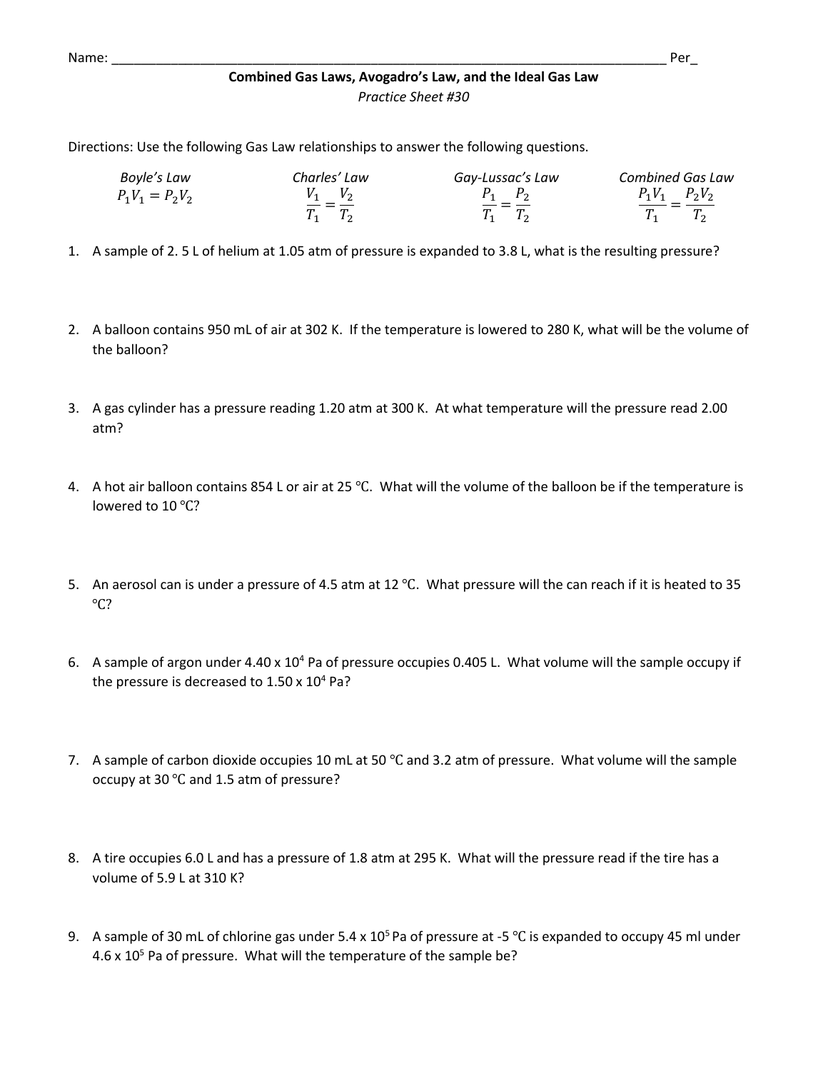Name: _______________________________________________________________________________ Per_

**Combined Gas Laws, Avogadro's Law, and the Ideal Gas Law**

*Practice Sheet #30*

Directions: Use the following Gas Law relationships to answer the following questions.

| *Boyle's Law* | *Charles' Law* | *Gay-Lussac's Law* | *Combined Gas Law* |
|---|---|---|---|
| $P_1V_1 = P_2V_2$ | $\frac{V_1}{T_1} = \frac{V_2}{T_2}$ | $\frac{P_1}{T_1} = \frac{P_2}{T_2}$ | $\frac{P_1V_1}{T_1} = \frac{P_2V_2}{T_2}$ |

1. A sample of 2. 5 L of helium at 1.05 atm of pressure is expanded to 3.8 L, what is the resulting pressure?

2. A balloon contains 950 mL of air at 302 K. If the temperature is lowered to 280 K, what will be the volume of the balloon?

3. A gas cylinder has a pressure reading 1.20 atm at 300 K. At what temperature will the pressure read 2.00 atm?

4. A hot air balloon contains 854 L or air at 25 °C. What will the volume of the balloon be if the temperature is lowered to 10 °C?

5. An aerosol can is under a pressure of 4.5 atm at 12 °C. What pressure will the can reach if it is heated to 35 °C?

6. A sample of argon under $4.40 \times 10^4$ Pa of pressure occupies 0.405 L. What volume will the sample occupy if the pressure is decreased to $1.50 \times 10^4$ Pa?

7. A sample of carbon dioxide occupies 10 mL at 50 °C and 3.2 atm of pressure. What volume will the sample occupy at 30 °C and 1.5 atm of pressure?

8. A tire occupies 6.0 L and has a pressure of 1.8 atm at 295 K. What will the pressure read if the tire has a volume of 5.9 L at 310 K?

9. A sample of 30 mL of chlorine gas under $5.4 \times 10^5$ Pa of pressure at -5 °C is expanded to occupy 45 ml under $4.6 \times 10^5$ Pa of pressure. What will the temperature of the sample be?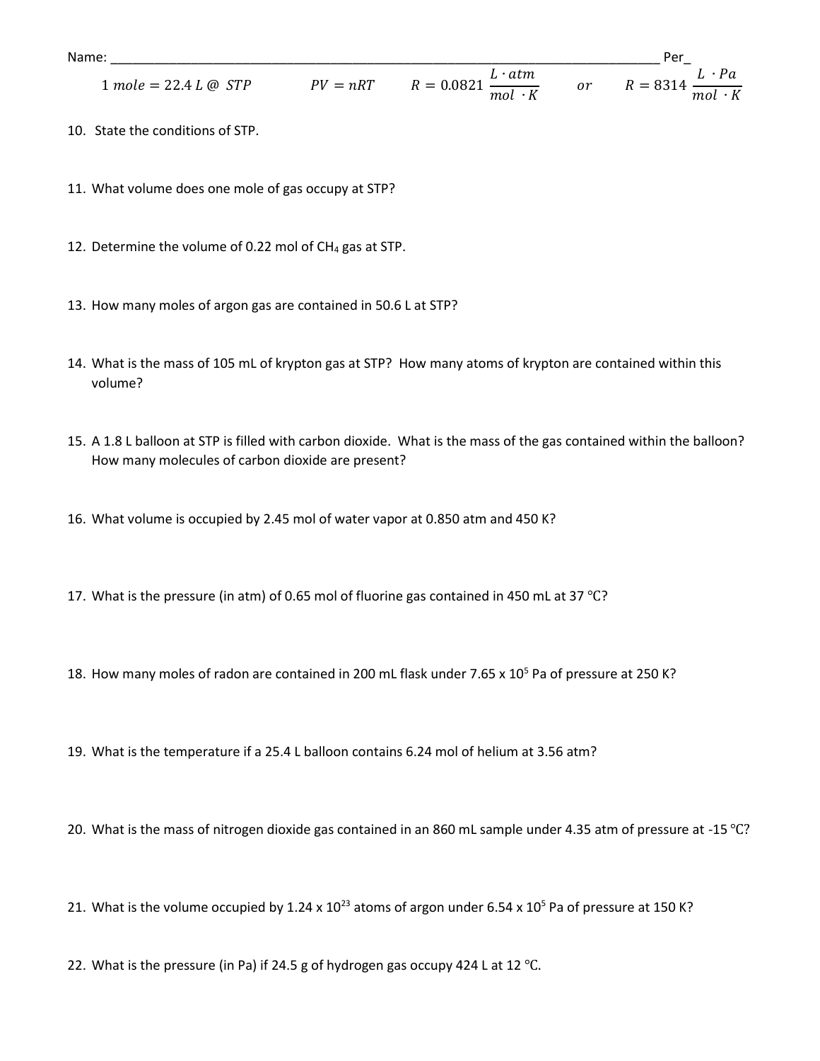Name: ________________________________________________________________________________ Per_

$1\ mole = 22.4\ L\ @\ STP$ $\quad PV = nRT$ $\quad R = 0.0821\ \frac{L \cdot atm}{mol \cdot K}$ $\quad or \quad R = 8314\ \frac{L \cdot Pa}{mol \cdot K}$

10. State the conditions of STP.

11. What volume does one mole of gas occupy at STP?

12. Determine the volume of 0.22 mol of $CH_4$ gas at STP.

13. How many moles of argon gas are contained in 50.6 L at STP?

14. What is the mass of 105 mL of krypton gas at STP? How many atoms of krypton are contained within this volume?

15. A 1.8 L balloon at STP is filled with carbon dioxide. What is the mass of the gas contained within the balloon? How many molecules of carbon dioxide are present?

16. What volume is occupied by 2.45 mol of water vapor at 0.850 atm and 450 K?

17. What is the pressure (in atm) of 0.65 mol of fluorine gas contained in 450 mL at 37 °C?

18. How many moles of radon are contained in 200 mL flask under $7.65 \times 10^5$ Pa of pressure at 250 K?

19. What is the temperature if a 25.4 L balloon contains 6.24 mol of helium at 3.56 atm?

20. What is the mass of nitrogen dioxide gas contained in an 860 mL sample under 4.35 atm of pressure at -15 °C?

21. What is the volume occupied by $1.24 \times 10^{23}$ atoms of argon under $6.54 \times 10^5$ Pa of pressure at 150 K?

22. What is the pressure (in Pa) if 24.5 g of hydrogen gas occupy 424 L at 12 °C.